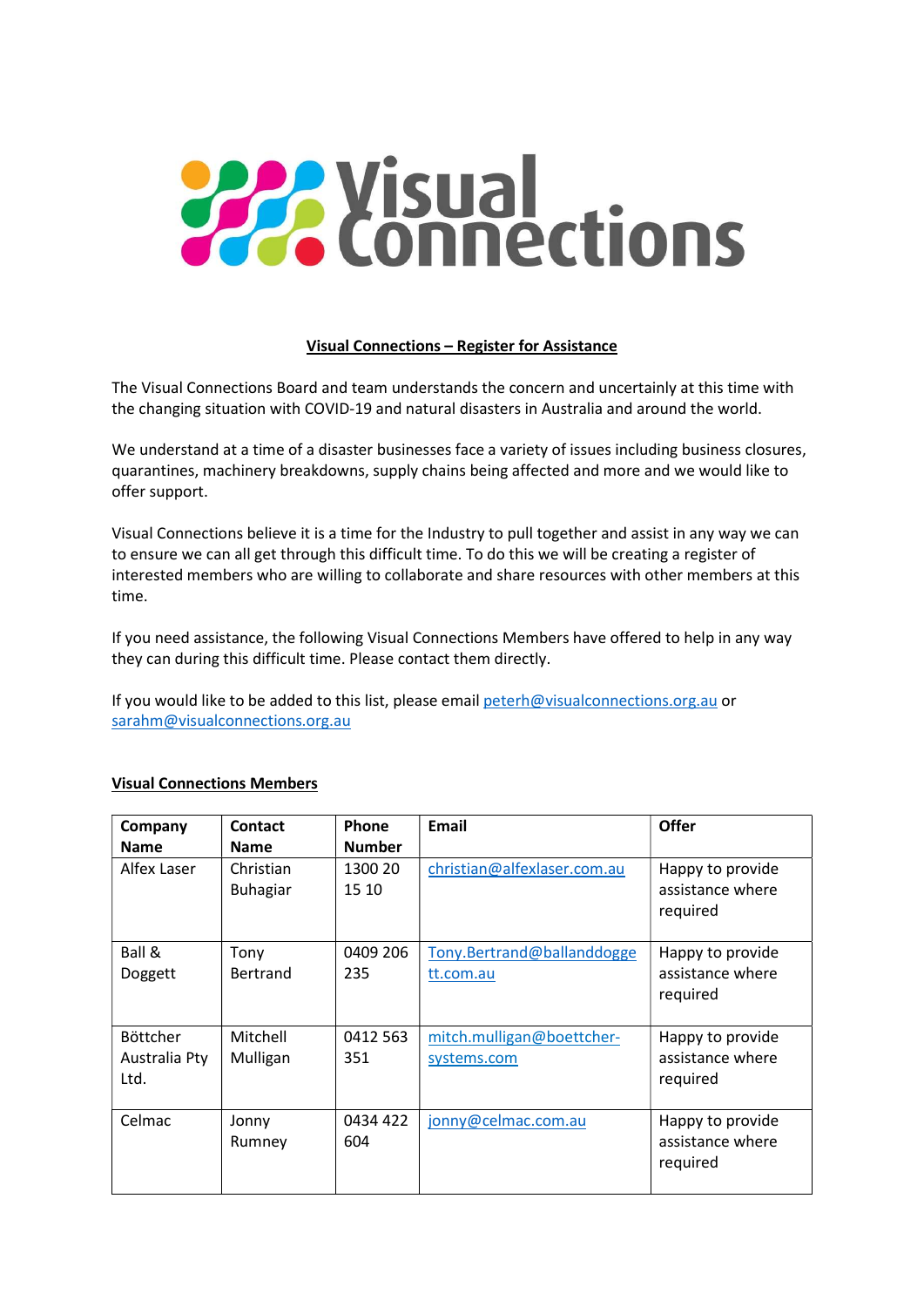Visual Connections

## Visual Connections – Register for Assistance

The Visual Connections Board and team understands the concern and uncertainly at this time with the changing situation with COVID-19 and natural disasters in Australia and around the world.

We understand at a time of a disaster businesses face a variety of issues including business closures, quarantines, machinery breakdowns, supply chains being affected and more and we would like to offer support.

Visual Connections believe it is a time for the Industry to pull together and assist in any way we can to ensure we can all get through this difficult time. To do this we will be creating a register of interested members who are willing to collaborate and share resources with other members at this time.

If you need assistance, the following Visual Connections Members have offered to help in any way they can during this difficult time. Please contact them directly.

If you would like to be added to this list, please email peterh@visualconnections.org.au or sarahm@visualconnections.org.au

### Visual Connections Members

| Company Name | Contact Name | Phone Number | Email | Offer |
|---|---|---|---|---|
| Alfex Laser | Christian Buhagiar | 1300 20 15 10 | christian@alfexlaser.com.au | Happy to provide assistance where required |
| Ball & Doggett | Tony Bertrand | 0409 206 235 | Tony.Bertrand@ballanddoggett.com.au | Happy to provide assistance where required |
| Böttcher Australia Pty Ltd. | Mitchell Mulligan | 0412 563 351 | mitch.mulligan@boettcher-systems.com | Happy to provide assistance where required |
| Celmac | Jonny Rumney | 0434 422 604 | jonny@celmac.com.au | Happy to provide assistance where required |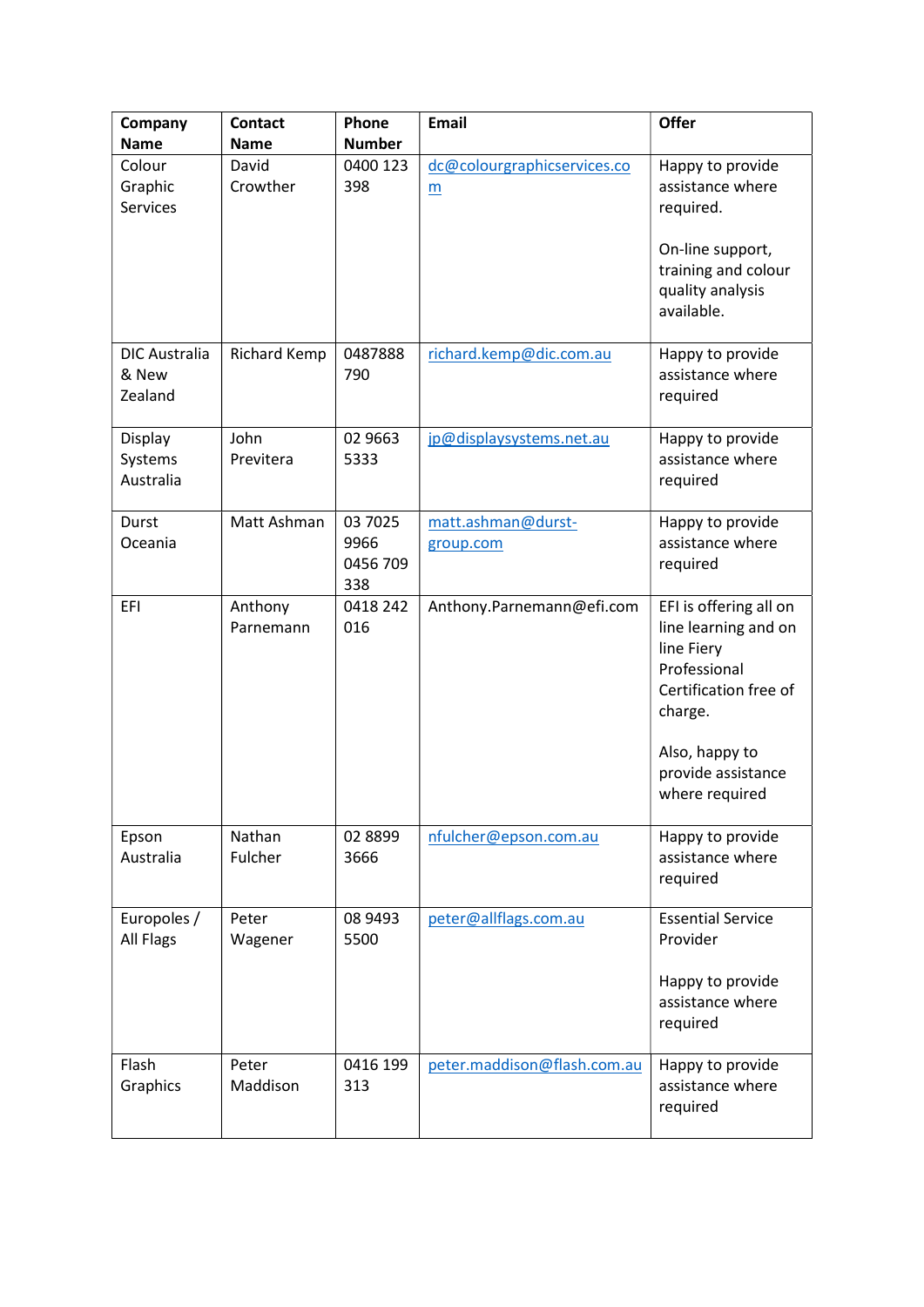| Company Name | Contact Name | Phone Number | Email | Offer |
|---|---|---|---|---|
| Colour Graphic Services | David Crowther | 0400 123 398 | dc@colourgraphicservices.com | Happy to provide assistance where required.<br><br>On-line support, training and colour quality analysis available. |
| DIC Australia & New Zealand | Richard Kemp | 0487888 790 | richard.kemp@dic.com.au | Happy to provide assistance where required |
| Display Systems Australia | John Previtera | 02 9663 5333 | jp@displaysystems.net.au | Happy to provide assistance where required |
| Durst Oceania | Matt Ashman | 03 7025 9966<br>0456 709 338 | matt.ashman@durst-group.com | Happy to provide assistance where required |
| EFI | Anthony Parnemann | 0418 242 016 | Anthony.Parnemann@efi.com | EFI is offering all on line learning and on line Fiery Professional Certification free of charge.<br><br>Also, happy to provide assistance where required |
| Epson Australia | Nathan Fulcher | 02 8899 3666 | nfulcher@epson.com.au | Happy to provide assistance where required |
| Europoles / All Flags | Peter Wagener | 08 9493 5500 | peter@allflags.com.au | Essential Service Provider<br><br>Happy to provide assistance where required |
| Flash Graphics | Peter Maddison | 0416 199 313 | peter.maddison@flash.com.au | Happy to provide assistance where required |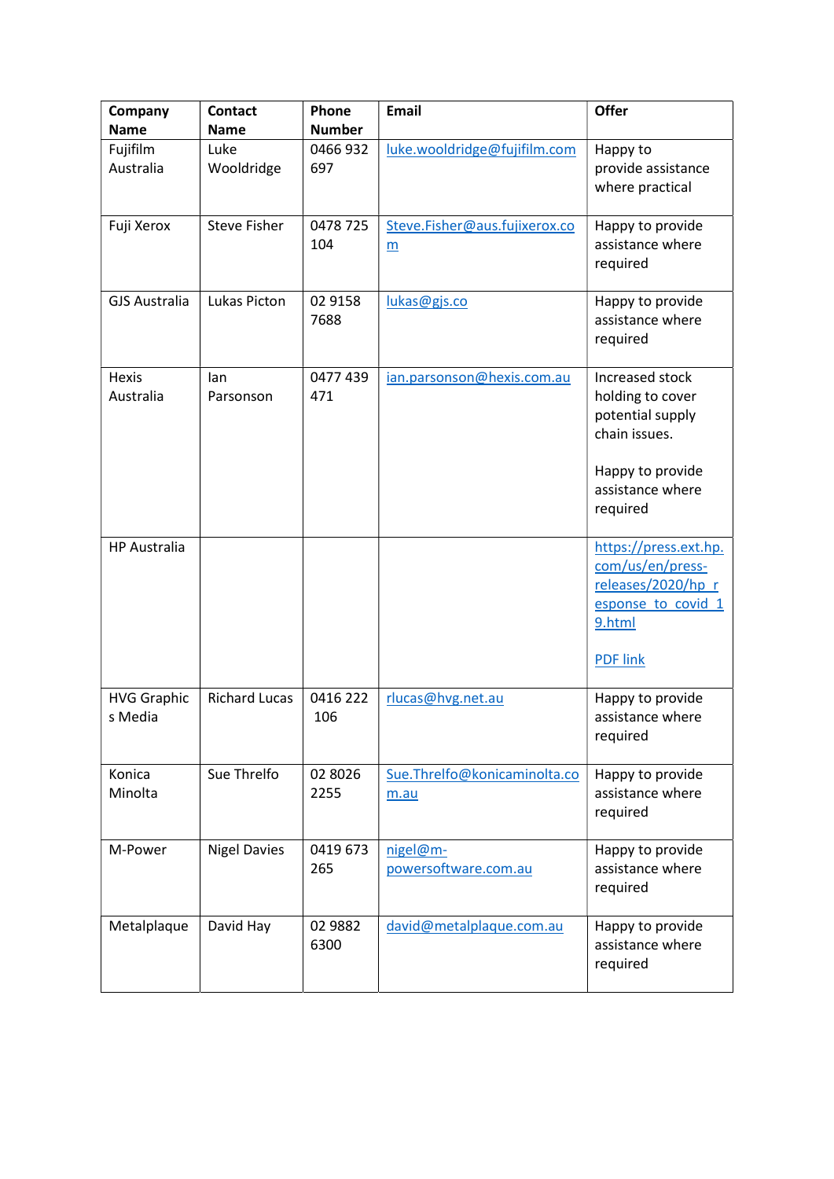| Company Name | Contact Name | Phone Number | Email | Offer |
| --- | --- | --- | --- | --- |
| Fujifilm Australia | Luke Wooldridge | 0466 932 697 | luke.wooldridge@fujifilm.com | Happy to provide assistance where practical |
| Fuji Xerox | Steve Fisher | 0478 725 104 | Steve.Fisher@aus.fujixerox.com | Happy to provide assistance where required |
| GJS Australia | Lukas Picton | 02 9158 7688 | lukas@gjs.co | Happy to provide assistance where required |
| Hexis Australia | Ian Parsonson | 0477 439 471 | ian.parsonson@hexis.com.au | Increased stock holding to cover potential supply chain issues.<br><br>Happy to provide assistance where required |
| HP Australia | | | | https://press.ext.hp.com/us/en/press-releases/2020/hp_response_to_covid_19.html<br><br>PDF link |
| HVG Graphics Media | Richard Lucas | 0416 222 106 | rlucas@hvg.net.au | Happy to provide assistance where required |
| Konica Minolta | Sue Threlfo | 02 8026 2255 | Sue.Threlfo@konicaminolta.com.au | Happy to provide assistance where required |
| M-Power | Nigel Davies | 0419 673 265 | nigel@m-powersoftware.com.au | Happy to provide assistance where required |
| Metalplaque | David Hay | 02 9882 6300 | david@metalplaque.com.au | Happy to provide assistance where required |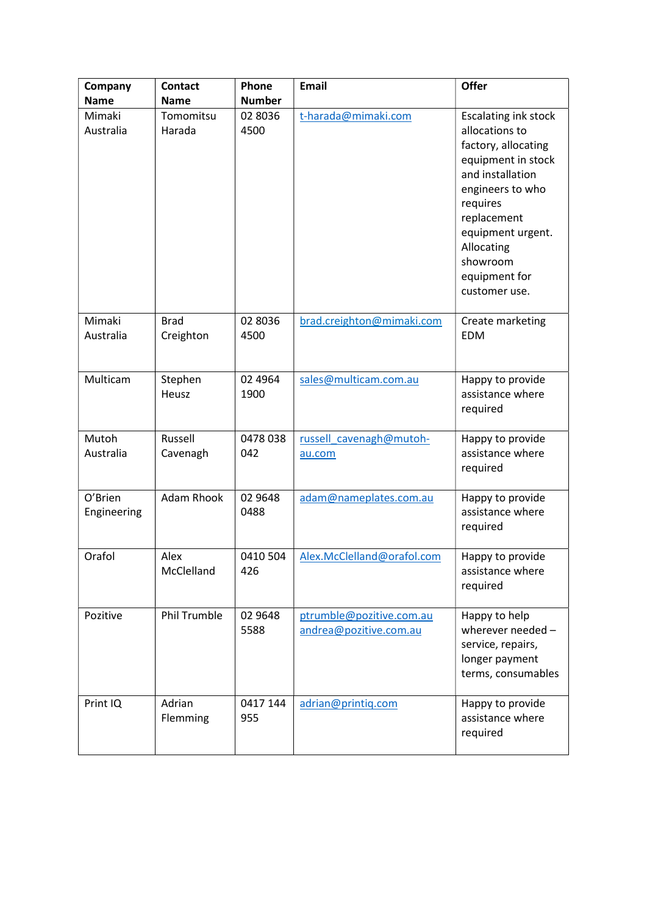| Company Name | Contact Name | Phone Number | Email | Offer |
|---|---|---|---|---|
| Mimaki Australia | Tomomitsu Harada | 02 8036 4500 | t-harada@mimaki.com | Escalating ink stock allocations to factory, allocating equipment in stock and installation engineers to who requires replacement equipment urgent. Allocating showroom equipment for customer use. |
| Mimaki Australia | Brad Creighton | 02 8036 4500 | brad.creighton@mimaki.com | Create marketing EDM |
| Multicam | Stephen Heusz | 02 4964 1900 | sales@multicam.com.au | Happy to provide assistance where required |
| Mutoh Australia | Russell Cavenagh | 0478 038 042 | russell_cavenagh@mutoh-au.com | Happy to provide assistance where required |
| O'Brien Engineering | Adam Rhook | 02 9648 0488 | adam@nameplates.com.au | Happy to provide assistance where required |
| Orafol | Alex McClelland | 0410 504 426 | Alex.McClelland@orafol.com | Happy to provide assistance where required |
| Pozitive | Phil Trumble | 02 9648 5588 | ptrumble@pozitive.com.au andrea@pozitive.com.au | Happy to help wherever needed – service, repairs, longer payment terms, consumables |
| Print IQ | Adrian Flemming | 0417 144 955 | adrian@printiq.com | Happy to provide assistance where required |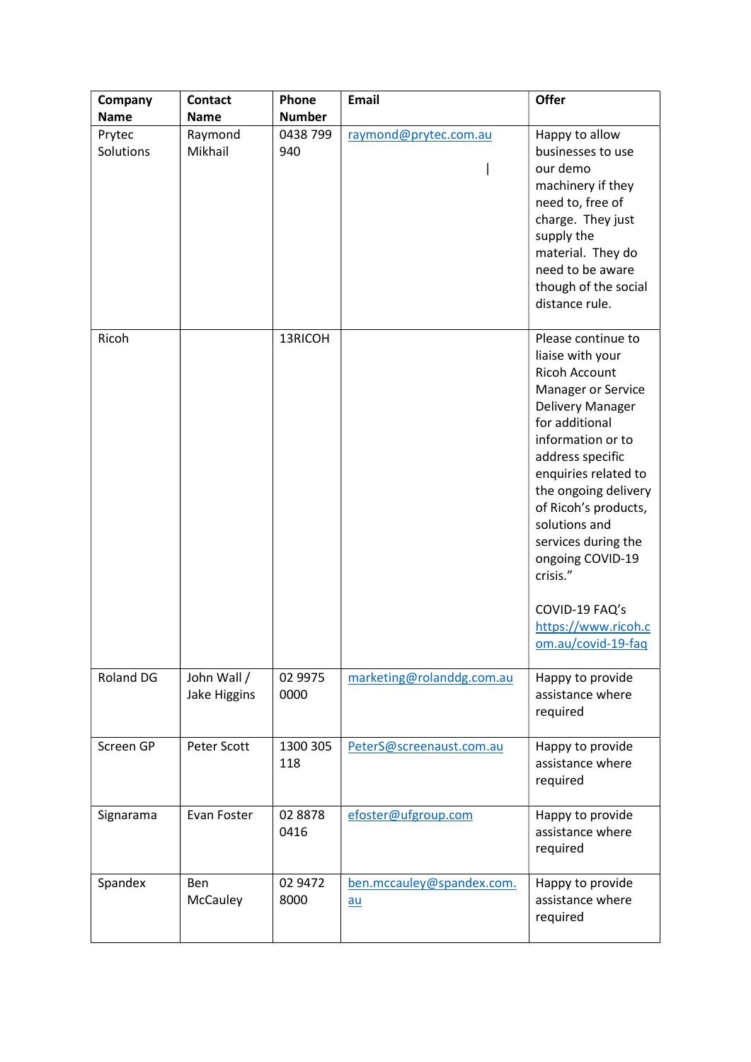| Company Name | Contact Name | Phone Number | Email | Offer |
|---|---|---|---|---|
| Prytec Solutions | Raymond Mikhail | 0438 799 940 | raymond@prytec.com.au | Happy to allow businesses to use our demo machinery if they need to, free of charge. They just supply the material. They do need to be aware though of the social distance rule. |
| Ricoh | | 13RICOH | | Please continue to liaise with your Ricoh Account Manager or Service Delivery Manager for additional information or to address specific enquiries related to the ongoing delivery of Ricoh's products, solutions and services during the ongoing COVID-19 crisis."<br><br>COVID-19 FAQ's https://www.ricoh.com.au/covid-19-faq |
| Roland DG | John Wall / Jake Higgins | 02 9975 0000 | marketing@rolanddg.com.au | Happy to provide assistance where required |
| Screen GP | Peter Scott | 1300 305 118 | PeterS@screenaust.com.au | Happy to provide assistance where required |
| Signarama | Evan Foster | 02 8878 0416 | efoster@ufgroup.com | Happy to provide assistance where required |
| Spandex | Ben McCauley | 02 9472 8000 | ben.mccauley@spandex.com.au | Happy to provide assistance where required |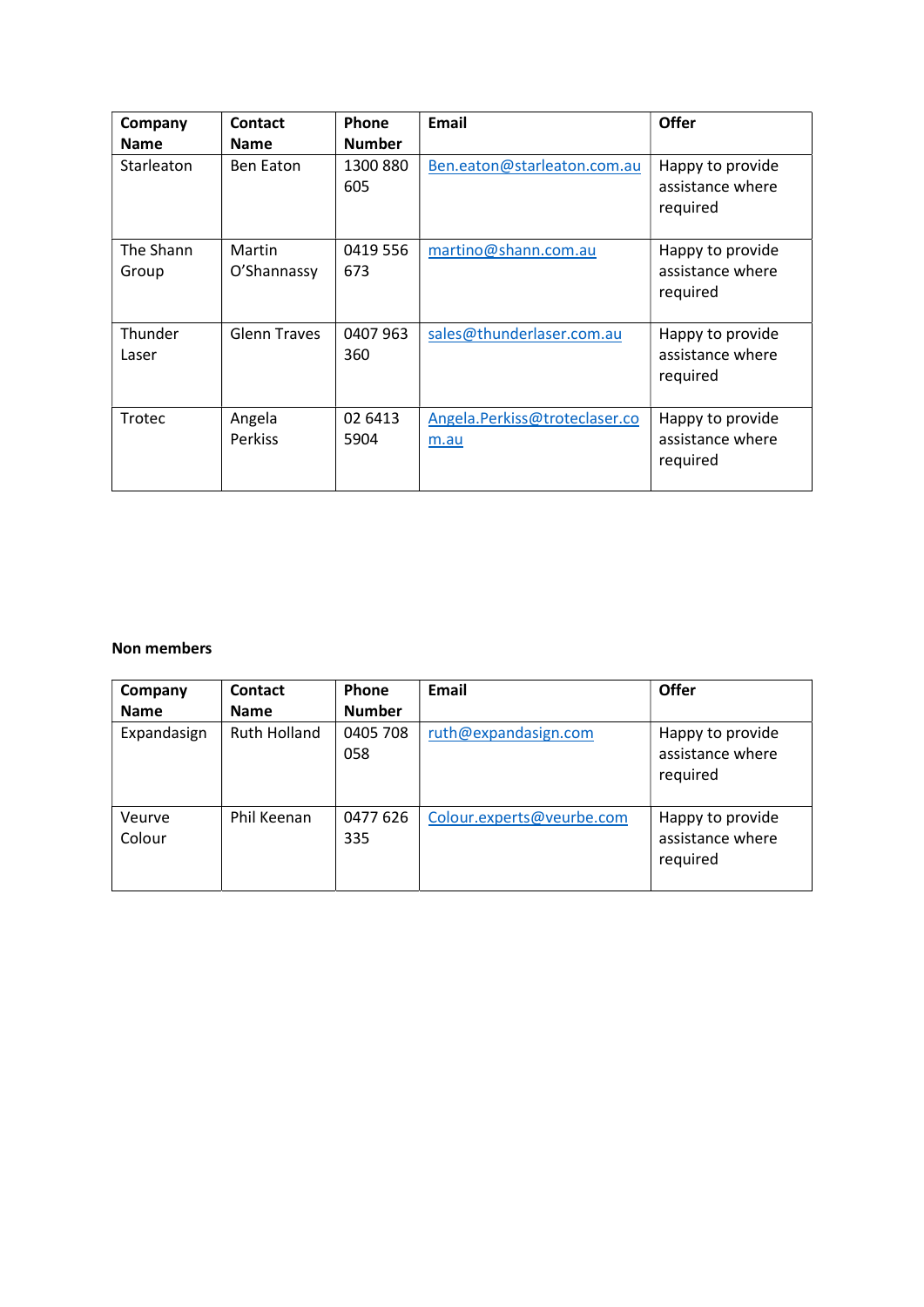| Company Name | Contact Name | Phone Number | Email | Offer |
|---|---|---|---|---|
| Starleaton | Ben Eaton | 1300 880 605 | Ben.eaton@starleaton.com.au | Happy to provide assistance where required |
| The Shann Group | Martin O'Shannassy | 0419 556 673 | martino@shann.com.au | Happy to provide assistance where required |
| Thunder Laser | Glenn Traves | 0407 963 360 | sales@thunderlaser.com.au | Happy to provide assistance where required |
| Trotec | Angela Perkiss | 02 6413 5904 | Angela.Perkiss@troteclaser.com.au | Happy to provide assistance where required |

**Non members**

| Company Name | Contact Name | Phone Number | Email | Offer |
|---|---|---|---|---|
| Expandasign | Ruth Holland | 0405 708 058 | ruth@expandasign.com | Happy to provide assistance where required |
| Veurve Colour | Phil Keenan | 0477 626 335 | Colour.experts@veurbe.com | Happy to provide assistance where required |